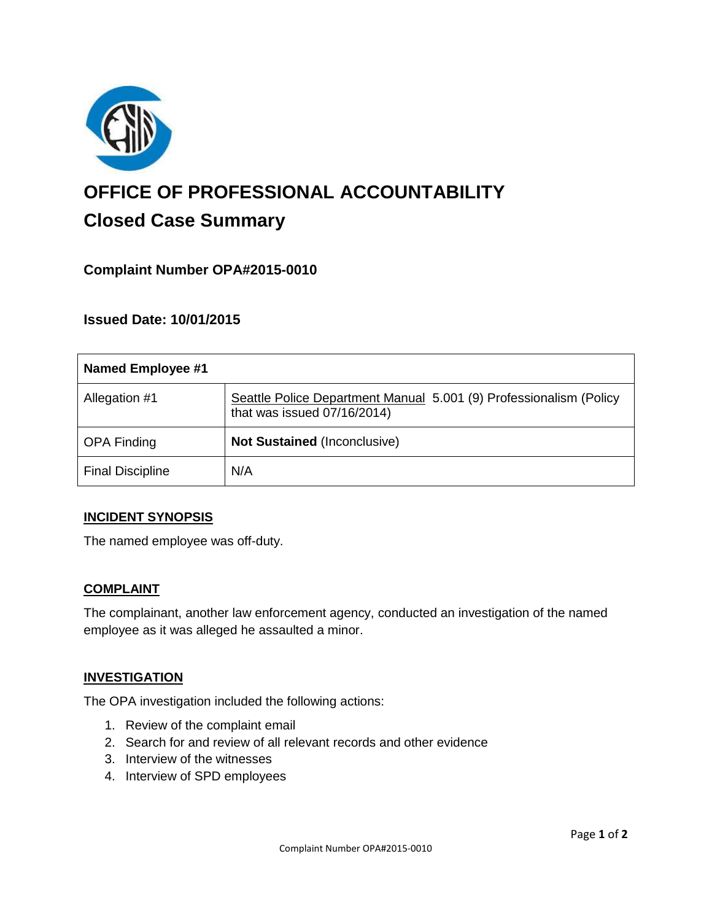# OFFICE OF PROFESSIONAL ACCOUNTABILITY

## Closed Case Summary

### Complaint Number OPA#2015-0010

### Issued Date: 10/01/2015

| Named Employee #1 | |
|---|---|
| Allegation #1 | Seattle Police Department Manual 5.001 (9) Professionalism (Policy that was issued 07/16/2014) |
| OPA Finding | **Not Sustained** (Inconclusive) |
| Final Discipline | N/A |

**INCIDENT SYNOPSIS**

The named employee was off-duty.

**COMPLAINT**

The complainant, another law enforcement agency, conducted an investigation of the named employee as it was alleged he assaulted a minor.

**INVESTIGATION**

The OPA investigation included the following actions:

1. Review of the complaint email
2. Search for and review of all relevant records and other evidence
3. Interview of the witnesses
4. Interview of SPD employees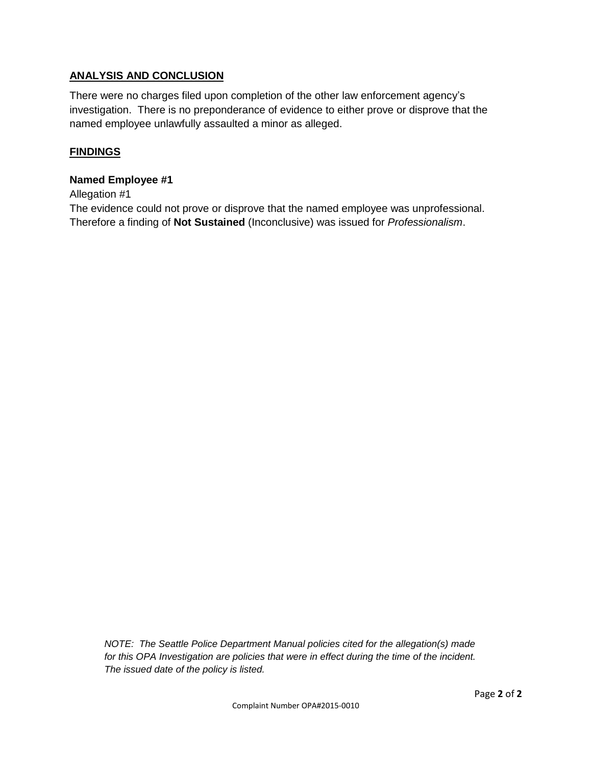## ANALYSIS AND CONCLUSION

There were no charges filed upon completion of the other law enforcement agency's investigation. There is no preponderance of evidence to either prove or disprove that the named employee unlawfully assaulted a minor as alleged.

## FINDINGS

**Named Employee #1**

Allegation #1

The evidence could not prove or disprove that the named employee was unprofessional. Therefore a finding of **Not Sustained** (Inconclusive) was issued for *Professionalism*.

*NOTE: The Seattle Police Department Manual policies cited for the allegation(s) made for this OPA Investigation are policies that were in effect during the time of the incident. The issued date of the policy is listed.*

Complaint Number OPA#2015-0010